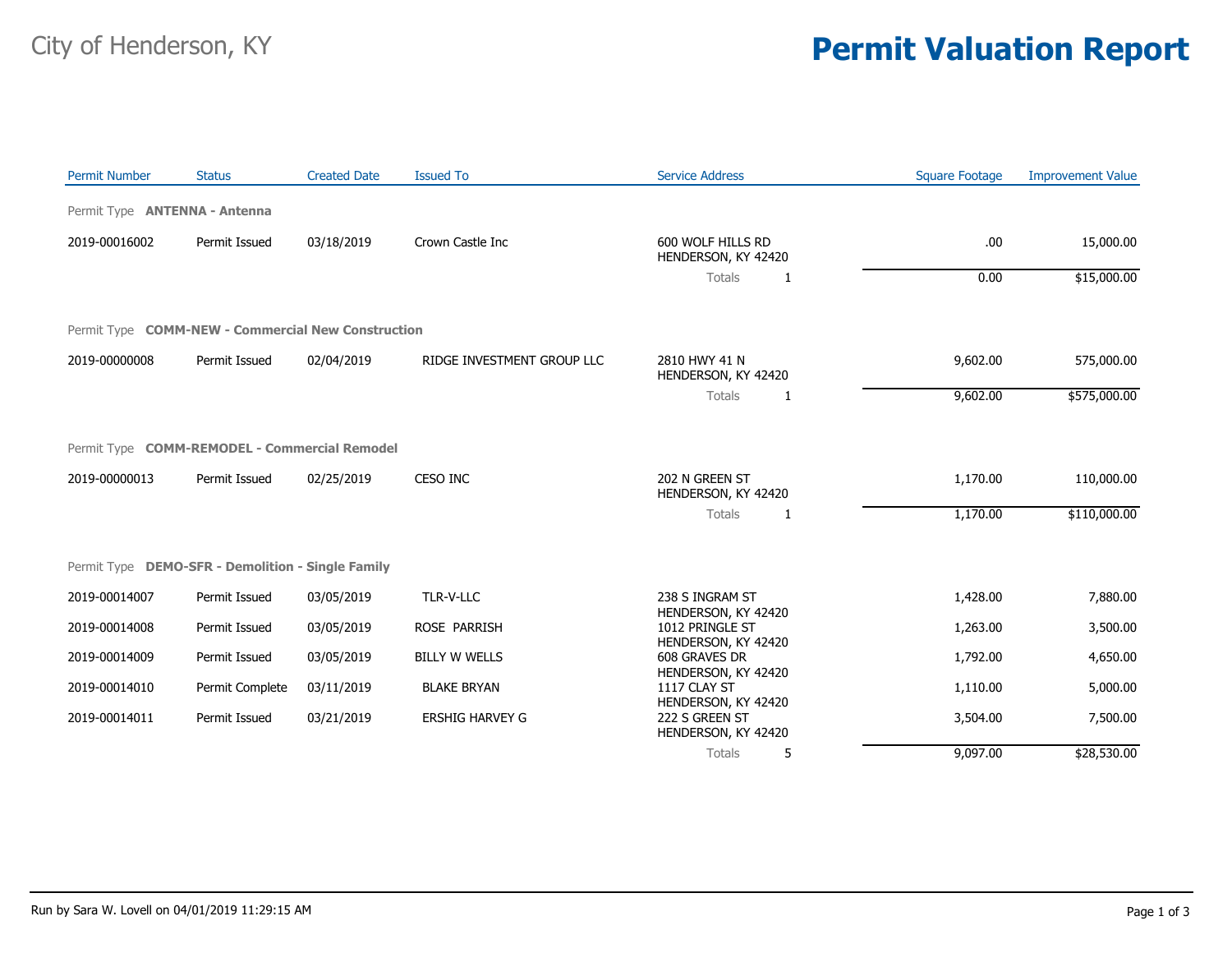City of Henderson, KY

# Permit Valuation Report

| Permit Number | Status | Created Date | Issued To | Service Address | Square Footage | Improvement Value |
|---|---|---|---|---|---|---|
| Permit Type **ANTENNA - Antenna** | | | | | | |
| 2019-00016002 | Permit Issued | 03/18/2019 | Crown Castle Inc | 600 WOLF HILLS RD HENDERSON, KY 42420 | .00 | 15,000.00 |
| | | | | Totals 1 | 0.00 | $15,000.00 |
| Permit Type **COMM-NEW - Commercial New Construction** | | | | | | |
| 2019-00000008 | Permit Issued | 02/04/2019 | RIDGE INVESTMENT GROUP LLC | 2810 HWY 41 N HENDERSON, KY 42420 | 9,602.00 | 575,000.00 |
| | | | | Totals 1 | 9,602.00 | $575,000.00 |
| Permit Type **COMM-REMODEL - Commercial Remodel** | | | | | | |
| 2019-00000013 | Permit Issued | 02/25/2019 | CESO INC | 202 N GREEN ST HENDERSON, KY 42420 | 1,170.00 | 110,000.00 |
| | | | | Totals 1 | 1,170.00 | $110,000.00 |
| Permit Type **DEMO-SFR - Demolition - Single Family** | | | | | | |
| 2019-00014007 | Permit Issued | 03/05/2019 | TLR-V-LLC | 238 S INGRAM ST HENDERSON, KY 42420 | 1,428.00 | 7,880.00 |
| 2019-00014008 | Permit Issued | 03/05/2019 | ROSE PARRISH | 1012 PRINGLE ST HENDERSON, KY 42420 | 1,263.00 | 3,500.00 |
| 2019-00014009 | Permit Issued | 03/05/2019 | BILLY W WELLS | 608 GRAVES DR HENDERSON, KY 42420 | 1,792.00 | 4,650.00 |
| 2019-00014010 | Permit Complete | 03/11/2019 | BLAKE BRYAN | 1117 CLAY ST HENDERSON, KY 42420 | 1,110.00 | 5,000.00 |
| 2019-00014011 | Permit Issued | 03/21/2019 | ERSHIG HARVEY G | 222 S GREEN ST HENDERSON, KY 42420 | 3,504.00 | 7,500.00 |
| | | | | Totals 5 | 9,097.00 | $28,530.00 |

Run by Sara W. Lovell on 04/01/2019 11:29:15 AM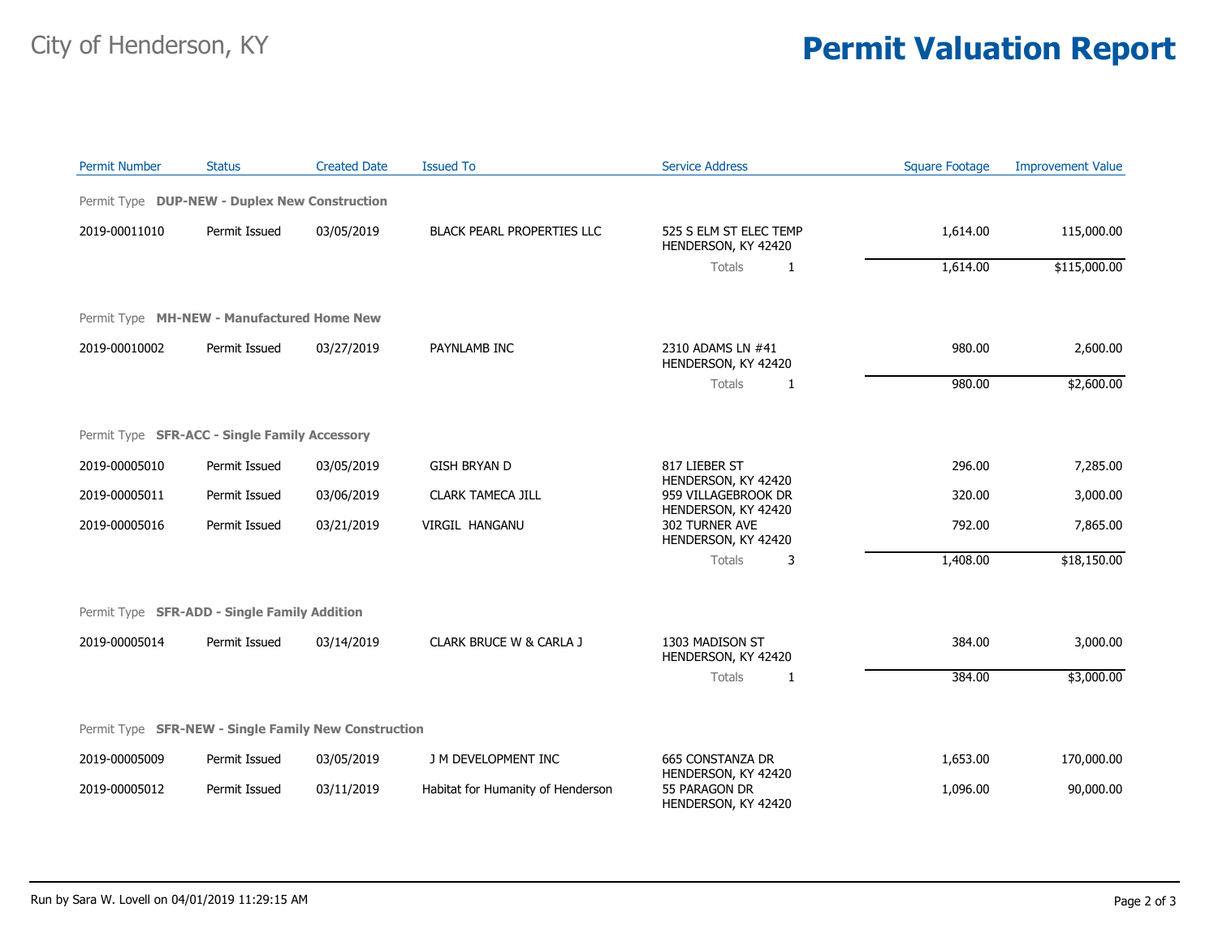# City of Henderson, KY

# Permit Valuation Report

| Permit Number | Status | Created Date | Issued To | Service Address | | Square Footage | Improvement Value |
|---|---|---|---|---|---|---|---|
| Permit Type **DUP-NEW - Duplex New Construction** | | | | | | | |
| 2019-00011010 | Permit Issued | 03/05/2019 | BLACK PEARL PROPERTIES LLC | 525 S ELM ST ELEC TEMP HENDERSON, KY 42420 | | 1,614.00 | 115,000.00 |
| | | | | Totals | 1 | 1,614.00 | $115,000.00 |
| Permit Type **MH-NEW - Manufactured Home New** | | | | | | | |
| 2019-00010002 | Permit Issued | 03/27/2019 | PAYNLAMB INC | 2310 ADAMS LN #41 HENDERSON, KY 42420 | | 980.00 | 2,600.00 |
| | | | | Totals | 1 | 980.00 | $2,600.00 |
| Permit Type **SFR-ACC - Single Family Accessory** | | | | | | | |
| 2019-00005010 | Permit Issued | 03/05/2019 | GISH BRYAN D | 817 LIEBER ST HENDERSON, KY 42420 | | 296.00 | 7,285.00 |
| 2019-00005011 | Permit Issued | 03/06/2019 | CLARK TAMECA JILL | 959 VILLAGEBROOK DR HENDERSON, KY 42420 | | 320.00 | 3,000.00 |
| 2019-00005016 | Permit Issued | 03/21/2019 | VIRGIL HANGANU | 302 TURNER AVE HENDERSON, KY 42420 | | 792.00 | 7,865.00 |
| | | | | Totals | 3 | 1,408.00 | $18,150.00 |
| Permit Type **SFR-ADD - Single Family Addition** | | | | | | | |
| 2019-00005014 | Permit Issued | 03/14/2019 | CLARK BRUCE W & CARLA J | 1303 MADISON ST HENDERSON, KY 42420 | | 384.00 | 3,000.00 |
| | | | | Totals | 1 | 384.00 | $3,000.00 |
| Permit Type **SFR-NEW - Single Family New Construction** | | | | | | | |
| 2019-00005009 | Permit Issued | 03/05/2019 | J M DEVELOPMENT INC | 665 CONSTANZA DR HENDERSON, KY 42420 | | 1,653.00 | 170,000.00 |
| 2019-00005012 | Permit Issued | 03/11/2019 | Habitat for Humanity of Henderson | 55 PARAGON DR HENDERSON, KY 42420 | | 1,096.00 | 90,000.00 |

Run by Sara W. Lovell on 04/01/2019 11:29:15 AM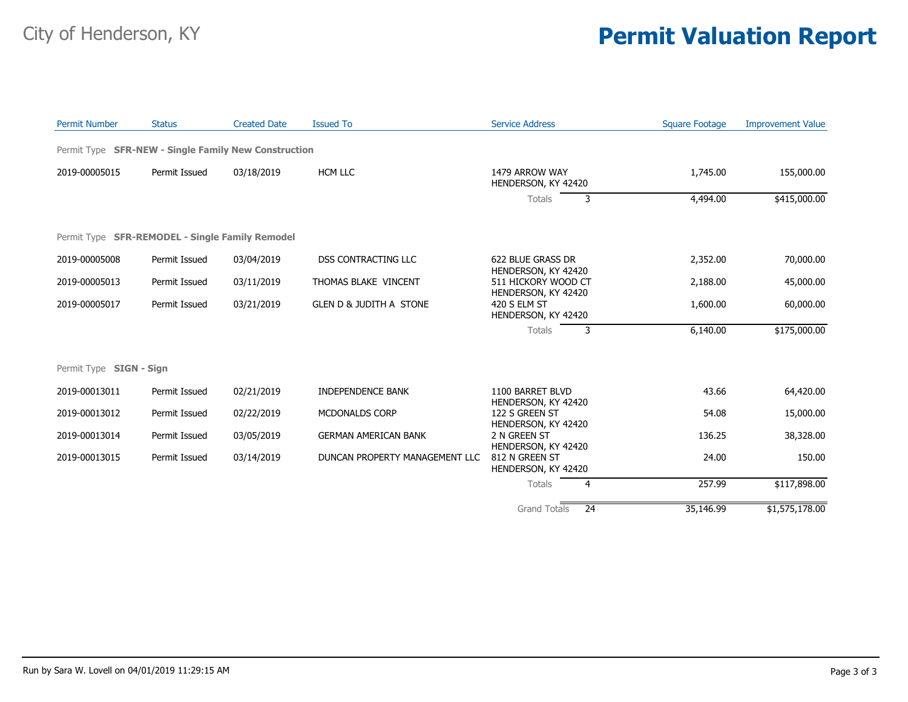City of Henderson, KY

# Permit Valuation Report

| Permit Number | Status | Created Date | Issued To | Service Address | | Square Footage | Improvement Value |
|---|---|---|---|---|---|---|---|
| Permit Type **SFR-NEW - Single Family New Construction** | | | | | | | |
| 2019-00005015 | Permit Issued | 03/18/2019 | HCM LLC | 1479 ARROW WAY HENDERSON, KY 42420 | | 1,745.00 | 155,000.00 |
| | | | | Totals | 3 | 4,494.00 | $415,000.00 |
| Permit Type **SFR-REMODEL - Single Family Remodel** | | | | | | | |
| 2019-00005008 | Permit Issued | 03/04/2019 | DSS CONTRACTING LLC | 622 BLUE GRASS DR HENDERSON, KY 42420 | | 2,352.00 | 70,000.00 |
| 2019-00005013 | Permit Issued | 03/11/2019 | THOMAS BLAKE VINCENT | 511 HICKORY WOOD CT HENDERSON, KY 42420 | | 2,188.00 | 45,000.00 |
| 2019-00005017 | Permit Issued | 03/21/2019 | GLEN D & JUDITH A STONE | 420 S ELM ST HENDERSON, KY 42420 | | 1,600.00 | 60,000.00 |
| | | | | Totals | 3 | 6,140.00 | $175,000.00 |
| Permit Type **SIGN - Sign** | | | | | | | |
| 2019-00013011 | Permit Issued | 02/21/2019 | INDEPENDENCE BANK | 1100 BARRET BLVD HENDERSON, KY 42420 | | 43.66 | 64,420.00 |
| 2019-00013012 | Permit Issued | 02/22/2019 | MCDONALDS CORP | 122 S GREEN ST HENDERSON, KY 42420 | | 54.08 | 15,000.00 |
| 2019-00013014 | Permit Issued | 03/05/2019 | GERMAN AMERICAN BANK | 2 N GREEN ST HENDERSON, KY 42420 | | 136.25 | 38,328.00 |
| 2019-00013015 | Permit Issued | 03/14/2019 | DUNCAN PROPERTY MANAGEMENT LLC | 812 N GREEN ST HENDERSON, KY 42420 | | 24.00 | 150.00 |
| | | | | Totals | 4 | 257.99 | $117,898.00 |
| | | | | Grand Totals | 24 | 35,146.99 | $1,575,178.00 |

Run by Sara W. Lovell on 04/01/2019 11:29:15 AM